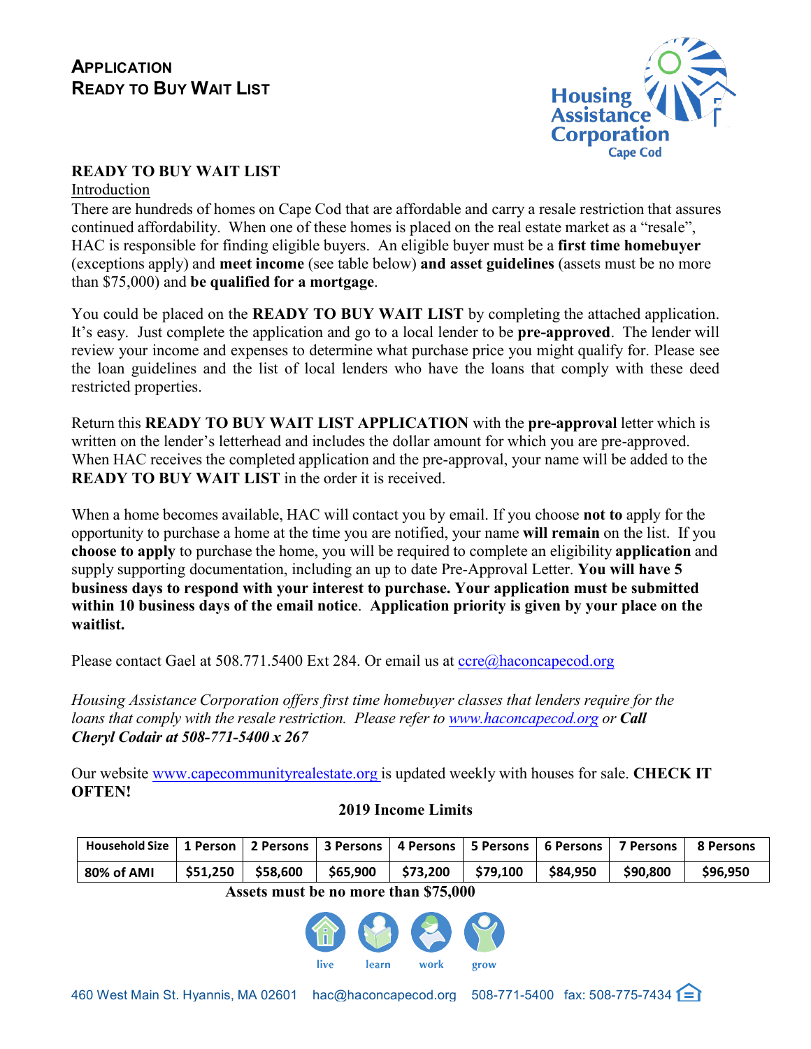# Application
# Ready to Buy Wait List

**Housing Assistance Corporation**
Cape Cod

## READY TO BUY WAIT LIST

Introduction

There are hundreds of homes on Cape Cod that are affordable and carry a resale restriction that assures continued affordability. When one of these homes is placed on the real estate market as a "resale", HAC is responsible for finding eligible buyers. An eligible buyer must be a **first time homebuyer** (exceptions apply) and **meet income** (see table below) **and asset guidelines** (assets must be no more than $75,000) and **be qualified for a mortgage**.

You could be placed on the **READY TO BUY WAIT LIST** by completing the attached application. It's easy. Just complete the application and go to a local lender to be **pre-approved**. The lender will review your income and expenses to determine what purchase price you might qualify for. Please see the loan guidelines and the list of local lenders who have the loans that comply with these deed restricted properties.

Return this **READY TO BUY WAIT LIST APPLICATION** with the **pre-approval** letter which is written on the lender's letterhead and includes the dollar amount for which you are pre-approved. When HAC receives the completed application and the pre-approval, your name will be added to the **READY TO BUY WAIT LIST** in the order it is received.

When a home becomes available, HAC will contact you by email. If you choose **not to** apply for the opportunity to purchase a home at the time you are notified, your name **will remain** on the list. If you **choose to apply** to purchase the home, you will be required to complete an eligibility **application** and supply supporting documentation, including an up to date Pre-Approval Letter. **You will have 5 business days to respond with your interest to purchase. Your application must be submitted within 10 business days of the email notice**. **Application priority is given by your place on the waitlist.**

Please contact Gael at 508.771.5400 Ext 284. Or email us at ccre@haconcapecod.org

*Housing Assistance Corporation offers first time homebuyer classes that lenders require for the loans that comply with the resale restriction. Please refer to www.haconcapecod.org or **Call Cheryl Codair at 508-771-5400 x 267***

Our website www.capecommunityrealestate.org is updated weekly with houses for sale. **CHECK IT OFTEN!**

**2019 Income Limits**

| Household Size | 1 Person | 2 Persons | 3 Persons | 4 Persons | 5 Persons | 6 Persons | 7 Persons | 8 Persons |
|---|---|---|---|---|---|---|---|---|
| 80% of AMI | $51,250 | $58,600 | $65,900 | $73,200 | $79,100 | $84,950 | $90,800 | $96,950 |

**Assets must be no more than $75,000**

live learn work grow

460 West Main St. Hyannis, MA 02601 hac@haconcapecod.org 508-771-5400 fax: 508-775-7434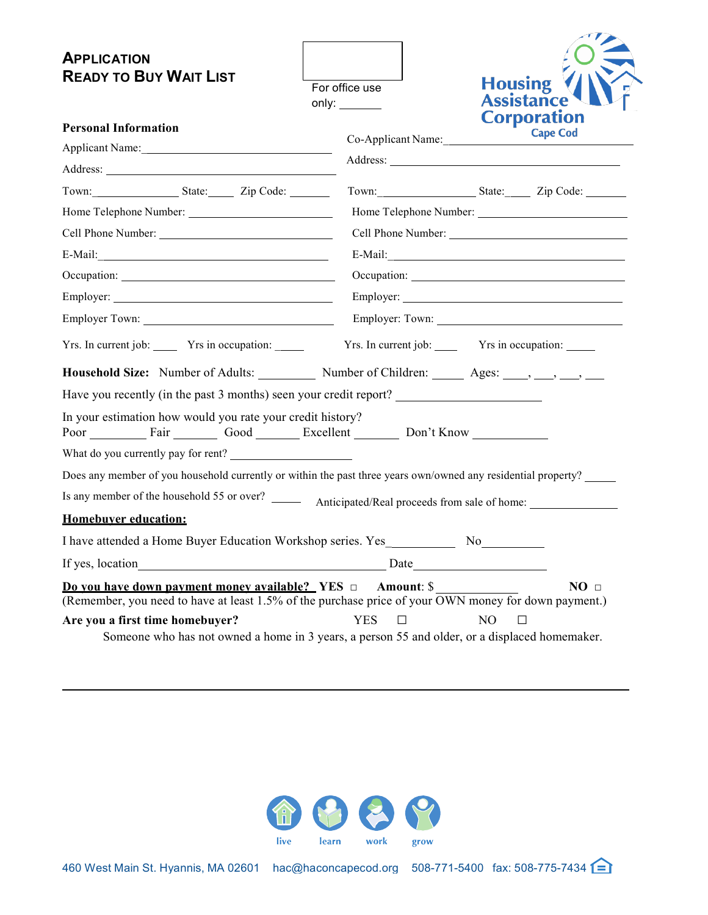# APPLICATION
# READY TO BUY WAIT LIST

For office use only: _______

Housing Assistance Corporation Cape Cod

**Personal Information**

Applicant Name: ______________________________

Address: ______________________________

Town: ______________ State: _____ Zip Code: _______

Home Telephone Number: ______________________________

Cell Phone Number: ______________________________

E-Mail: ______________________________

Occupation: ______________________________

Employer: ______________________________

Employer Town: ______________________________

Yrs. In current job: ____ Yrs in occupation: _____

Co-Applicant Name: ______________________________

Address: ______________________________

Town: ______________ State: _____ Zip Code: _______

Home Telephone Number: ______________________________

Cell Phone Number: ______________________________

E-Mail: ______________________________

Occupation: ______________________________

Employer: ______________________________

Employer: Town: ______________________________

Yrs. In current job: ____ Yrs in occupation: _____

**Household Size:** Number of Adults: _________ Number of Children: _____ Ages: ____, ___, ___, ___

Have you recently (in the past 3 months) seen your credit report? ______________________

In your estimation how would you rate your credit history?
Poor _________ Fair _______ Good _______ Excellent _______ Don't Know ___________

What do you currently pay for rent? ___________________

Does any member of you household currently or within the past three years own/owned any residential property? _____

Is any member of the household 55 or over? _____ Anticipated/Real proceeds from sale of home: _____________

**Homebuyer education:**

I have attended a Home Buyer Education Workshop series. Yes__________ No__________

If yes, location______________________________________ Date____________________

**Do you have down payment money available? YES** □ **Amount**: $ ____________ **NO** □
(Remember, you need to have at least 1.5% of the purchase price of your OWN money for down payment.)

**Are you a first time homebuyer?** YES ☐ NO ☐

Someone who has not owned a home in 3 years, a person 55 and older, or a displaced homemaker.

---

live learn work grow

460 West Main St. Hyannis, MA 02601 hac@haconcapecod.org 508-771-5400 fax: 508-775-7434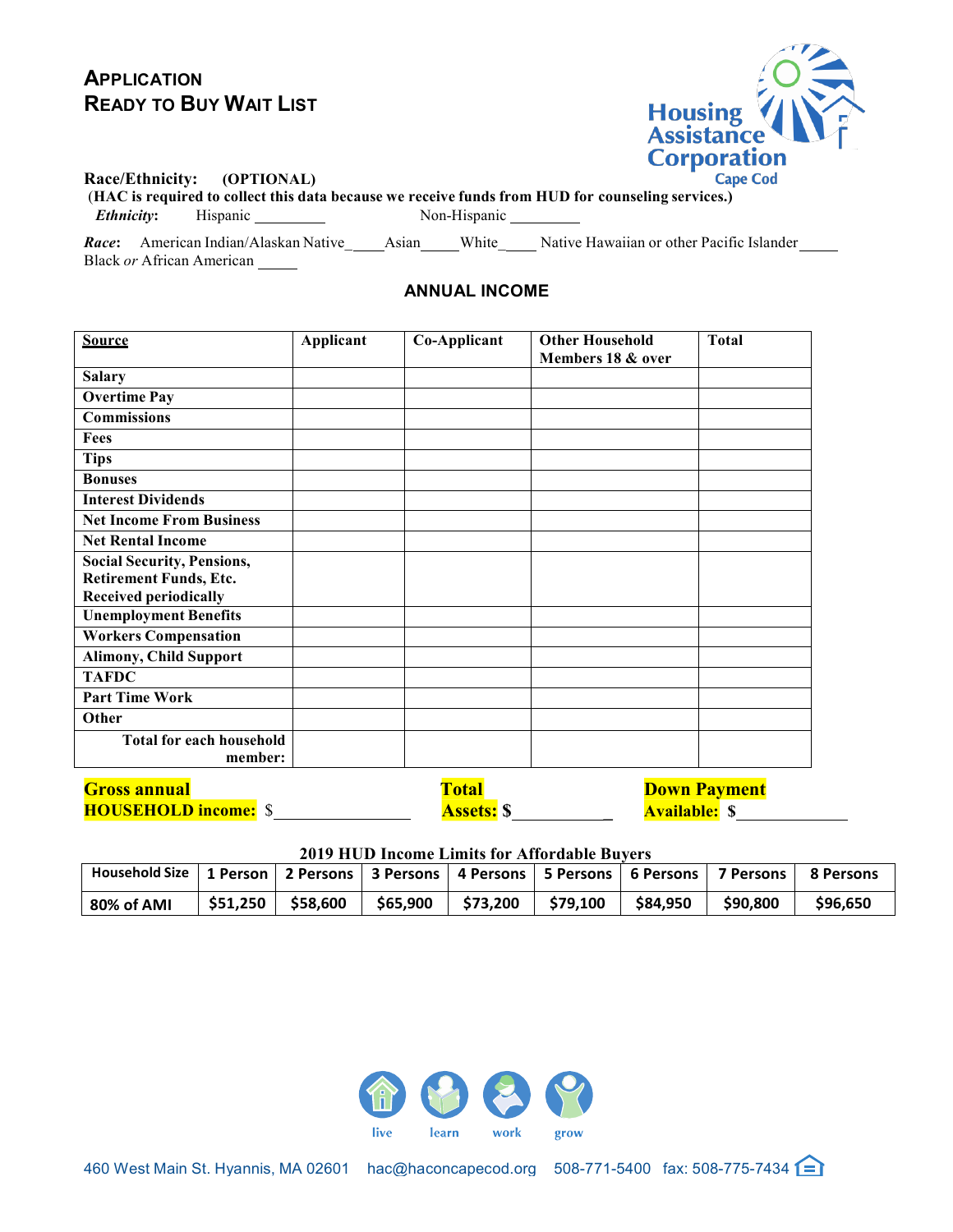# Application
# Ready to Buy Wait List

Housing Assistance Corporation Cape Cod

**Race/Ethnicity: (OPTIONAL)**
(**HAC is required to collect this data because we receive funds from HUD for counseling services.**)

***Ethnicity*:** Hispanic _________ Non-Hispanic _________

***Race*:** American Indian/Alaskan Native_____ Asian_____ White_____ Native Hawaiian or other Pacific Islander_____ Black *or* African American _____

## ANNUAL INCOME

| **Source** | **Applicant** | **Co-Applicant** | **Other Household Members 18 & over** | **Total** |
|---|---|---|---|---|
| **Salary** | | | | |
| **Overtime Pay** | | | | |
| **Commissions** | | | | |
| **Fees** | | | | |
| **Tips** | | | | |
| **Bonuses** | | | | |
| **Interest Dividends** | | | | |
| **Net Income From Business** | | | | |
| **Net Rental Income** | | | | |
| **Social Security, Pensions, Retirement Funds, Etc. Received periodically** | | | | |
| **Unemployment Benefits** | | | | |
| **Workers Compensation** | | | | |
| **Alimony, Child Support** | | | | |
| **TAFDC** | | | | |
| **Part Time Work** | | | | |
| **Other** | | | | |
| **Total for each household member:** | | | | |

**Gross annual HOUSEHOLD income:** $________________ **Total Assets:** $____________ **Down Payment Available:** $____________

**2019 HUD Income Limits for Affordable Buyers**

| Household Size | 1 Person | 2 Persons | 3 Persons | 4 Persons | 5 Persons | 6 Persons | 7 Persons | 8 Persons |
|---|---|---|---|---|---|---|---|---|
| 80% of AMI | $51,250 | $58,600 | $65,900 | $73,200 | $79,100 | $84,950 | $90,800 | $96,650 |

live learn work grow

460 West Main St. Hyannis, MA 02601 hac@haconcapecod.org 508-771-5400 fax: 508-775-7434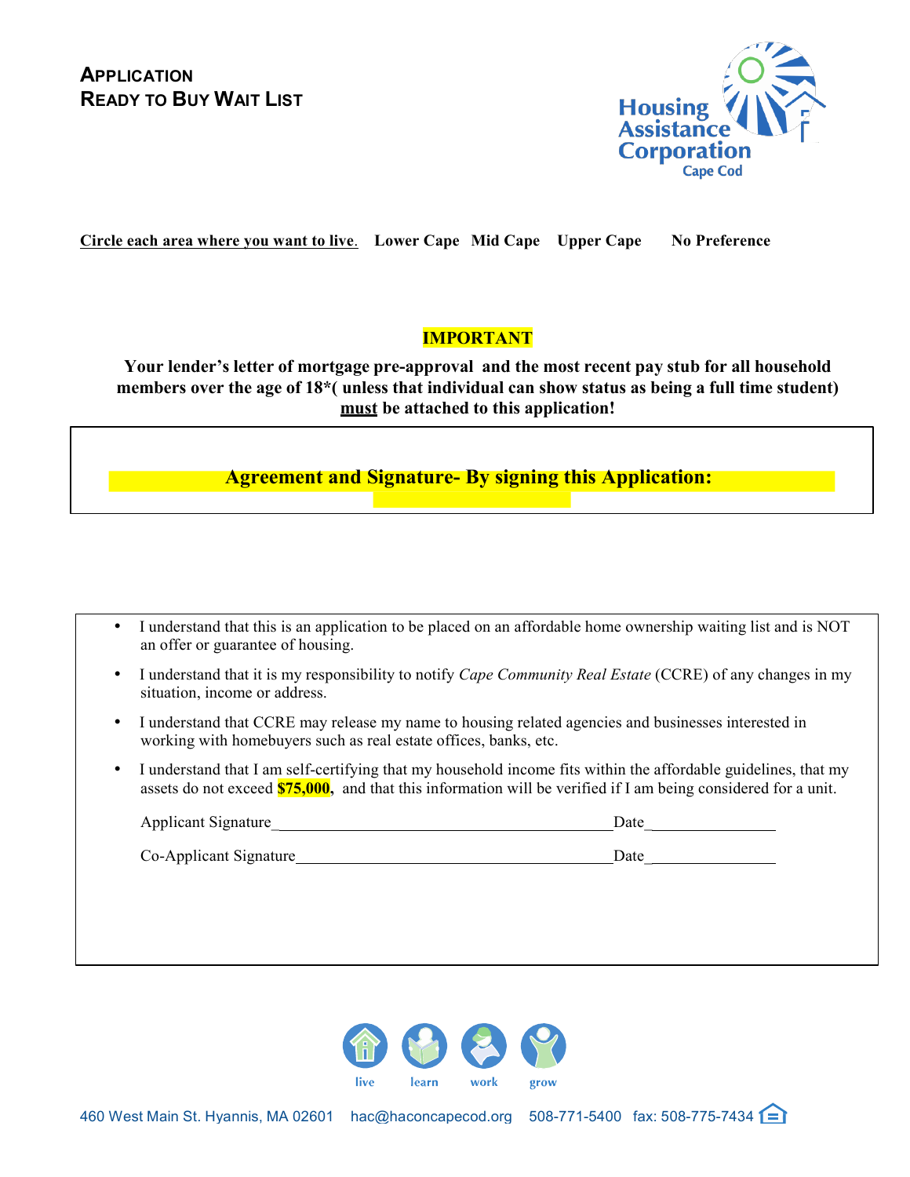# Application
# Ready to Buy Wait List

Housing Assistance Corporation
Cape Cod

**Circle each area where you want to live.** **Lower Cape   Mid Cape   Upper Cape   No Preference**

**IMPORTANT**

**Your lender's letter of mortgage pre-approval and the most recent pay stub for all household members over the age of 18*( unless that individual can show status as being a full time student) must be attached to this application!**

## Agreement and Signature- By signing this Application:

- I understand that this is an application to be placed on an affordable home ownership waiting list and is NOT an offer or guarantee of housing.
- I understand that it is my responsibility to notify *Cape Community Real Estate* (CCRE) of any changes in my situation, income or address.
- I understand that CCRE may release my name to housing related agencies and businesses interested in working with homebuyers such as real estate offices, banks, etc.
- I understand that I am self-certifying that my household income fits within the affordable guidelines, that my assets do not exceed **$75,000**, and that this information will be verified if I am being considered for a unit.

Applicant Signature_________________________________________ Date_______________

Co-Applicant Signature______________________________________ Date_______________

live   learn   work   grow

460 West Main St. Hyannis, MA 02601   hac@haconcapecod.org   508-771-5400   fax: 508-775-7434